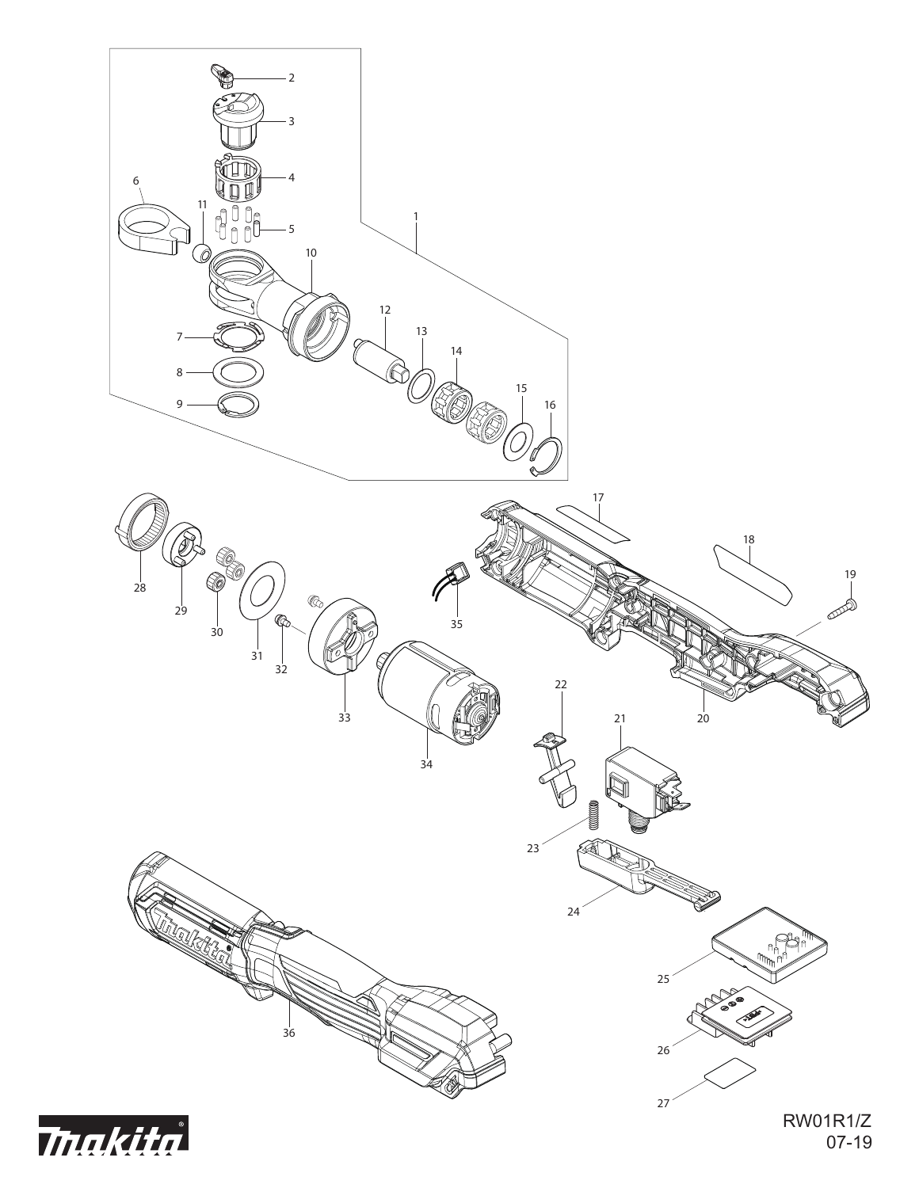1
2
3
4
5
6
7
8
9
10
11
12
13
14
15
16
17
18
19
20
21
22
23
24
25
26
27
28
29
30
31
32
33
34
35
36

RW01R1/Z
07-19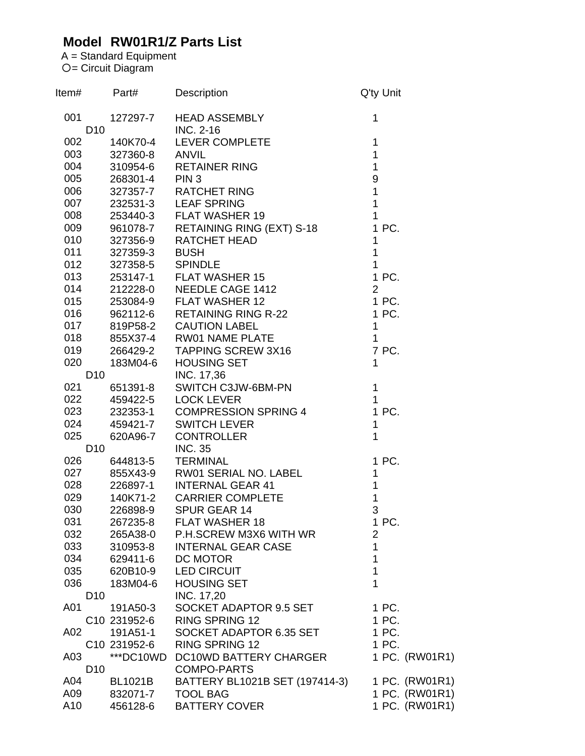# Model RW01R1/Z Parts List

A = Standard Equipment
○= Circuit Diagram

| Item# | | Part# | Description | Q'ty | Unit | |
|---|---|---|---|---|---|---|
| 001 | | 127297-7 | HEAD ASSEMBLY | 1 | | |
| | D10 | | INC. 2-16 | | | |
| 002 | | 140K70-4 | LEVER COMPLETE | 1 | | |
| 003 | | 327360-8 | ANVIL | 1 | | |
| 004 | | 310954-6 | RETAINER RING | 1 | | |
| 005 | | 268301-4 | PIN 3 | 9 | | |
| 006 | | 327357-7 | RATCHET RING | 1 | | |
| 007 | | 232531-3 | LEAF SPRING | 1 | | |
| 008 | | 253440-3 | FLAT WASHER 19 | 1 | | |
| 009 | | 961078-7 | RETAINING RING (EXT) S-18 | 1 | PC. | |
| 010 | | 327356-9 | RATCHET HEAD | 1 | | |
| 011 | | 327359-3 | BUSH | 1 | | |
| 012 | | 327358-5 | SPINDLE | 1 | | |
| 013 | | 253147-1 | FLAT WASHER 15 | 1 | PC. | |
| 014 | | 212228-0 | NEEDLE CAGE 1412 | 2 | | |
| 015 | | 253084-9 | FLAT WASHER 12 | 1 | PC. | |
| 016 | | 962112-6 | RETAINING RING R-22 | 1 | PC. | |
| 017 | | 819P58-2 | CAUTION LABEL | 1 | | |
| 018 | | 855X37-4 | RW01 NAME PLATE | 1 | | |
| 019 | | 266429-2 | TAPPING SCREW 3X16 | 7 | PC. | |
| 020 | | 183M04-6 | HOUSING SET | 1 | | |
| | D10 | | INC. 17,36 | | | |
| 021 | | 651391-8 | SWITCH C3JW-6BM-PN | 1 | | |
| 022 | | 459422-5 | LOCK LEVER | 1 | | |
| 023 | | 232353-1 | COMPRESSION SPRING 4 | 1 | PC. | |
| 024 | | 459421-7 | SWITCH LEVER | 1 | | |
| 025 | | 620A96-7 | CONTROLLER | 1 | | |
| | D10 | | INC. 35 | | | |
| 026 | | 644813-5 | TERMINAL | 1 | PC. | |
| 027 | | 855X43-9 | RW01 SERIAL NO. LABEL | 1 | | |
| 028 | | 226897-1 | INTERNAL GEAR 41 | 1 | | |
| 029 | | 140K71-2 | CARRIER COMPLETE | 1 | | |
| 030 | | 226898-9 | SPUR GEAR 14 | 3 | | |
| 031 | | 267235-8 | FLAT WASHER 18 | 1 | PC. | |
| 032 | | 265A38-0 | P.H.SCREW M3X6 WITH WR | 2 | | |
| 033 | | 310953-8 | INTERNAL GEAR CASE | 1 | | |
| 034 | | 629411-6 | DC MOTOR | 1 | | |
| 035 | | 620B10-9 | LED CIRCUIT | 1 | | |
| 036 | | 183M04-6 | HOUSING SET | 1 | | |
| | D10 | | INC. 17,20 | | | |
| A01 | | 191A50-3 | SOCKET ADAPTOR 9.5 SET | 1 | PC. | |
| | C10 | 231952-6 | RING SPRING 12 | 1 | PC. | |
| A02 | | 191A51-1 | SOCKET ADAPTOR 6.35 SET | 1 | PC. | |
| | C10 | 231952-6 | RING SPRING 12 | 1 | PC. | |
| A03 | | ***DC10WD | DC10WD BATTERY CHARGER | 1 | PC. | (RW01R1) |
| | D10 | | COMPO-PARTS | | | |
| A04 | | BL1021B | BATTERY BL1021B SET (197414-3) | 1 | PC. | (RW01R1) |
| A09 | | 832071-7 | TOOL BAG | 1 | PC. | (RW01R1) |
| A10 | | 456128-6 | BATTERY COVER | 1 | PC. | (RW01R1) |